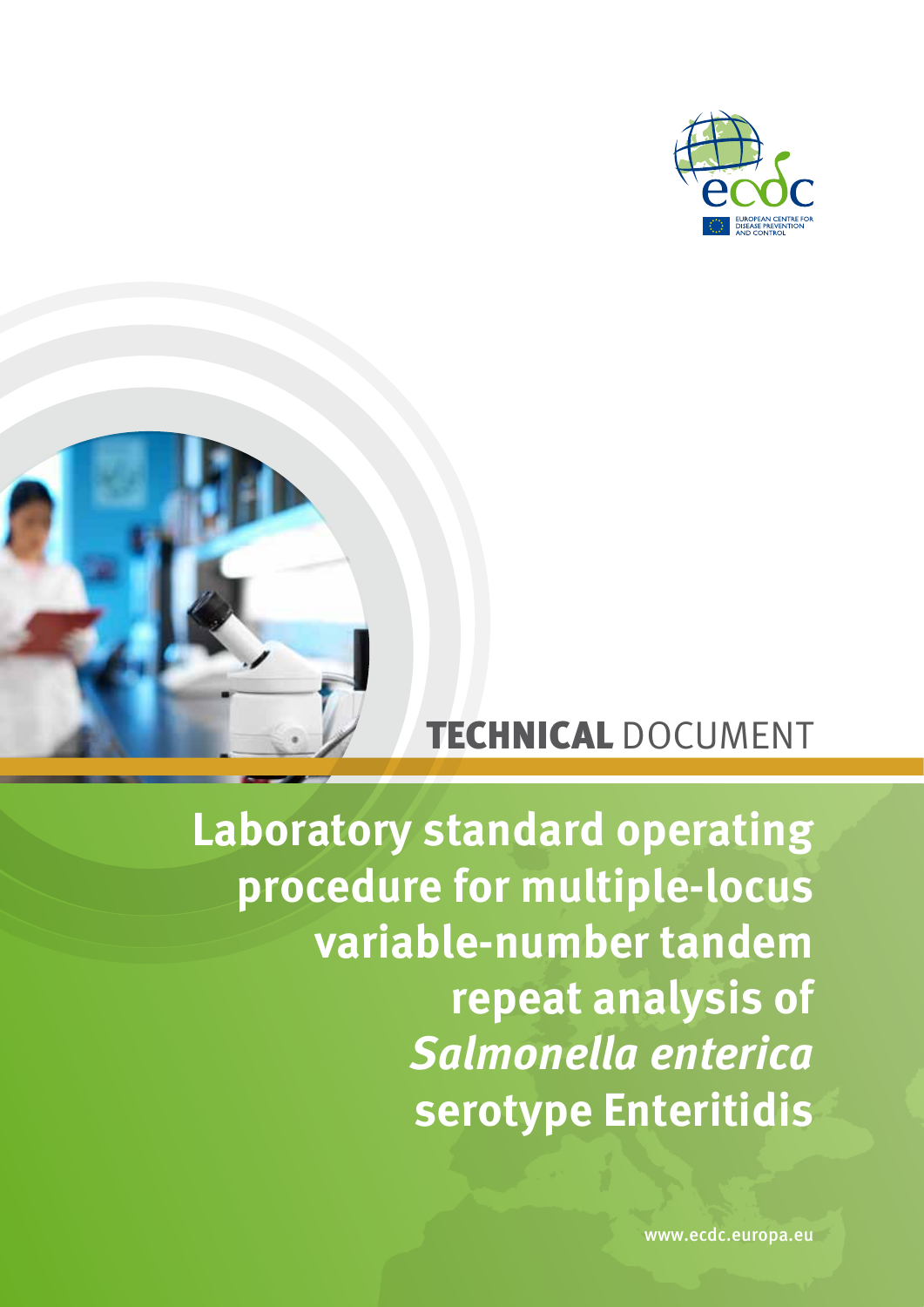ecdc

EUROPEAN CENTRE FOR DISEASE PREVENTION AND CONTROL

**TECHNICAL** DOCUMENT

# Laboratory standard operating procedure for multiple-locus variable-number tandem repeat analysis of *Salmonella enterica* serotype Enteritidis

www.ecdc.europa.eu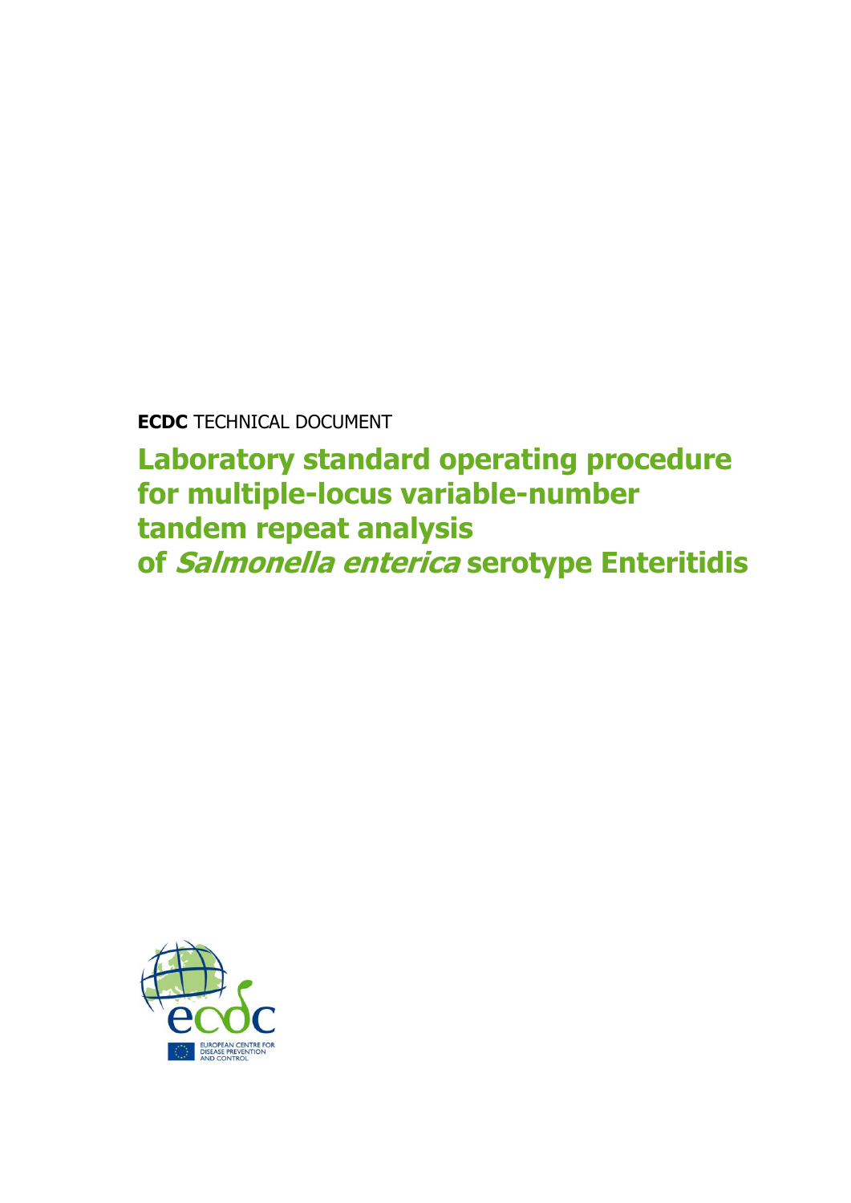**ECDC** TECHNICAL DOCUMENT

# Laboratory standard operating procedure for multiple-locus variable-number tandem repeat analysis of *Salmonella enterica* serotype Enteritidis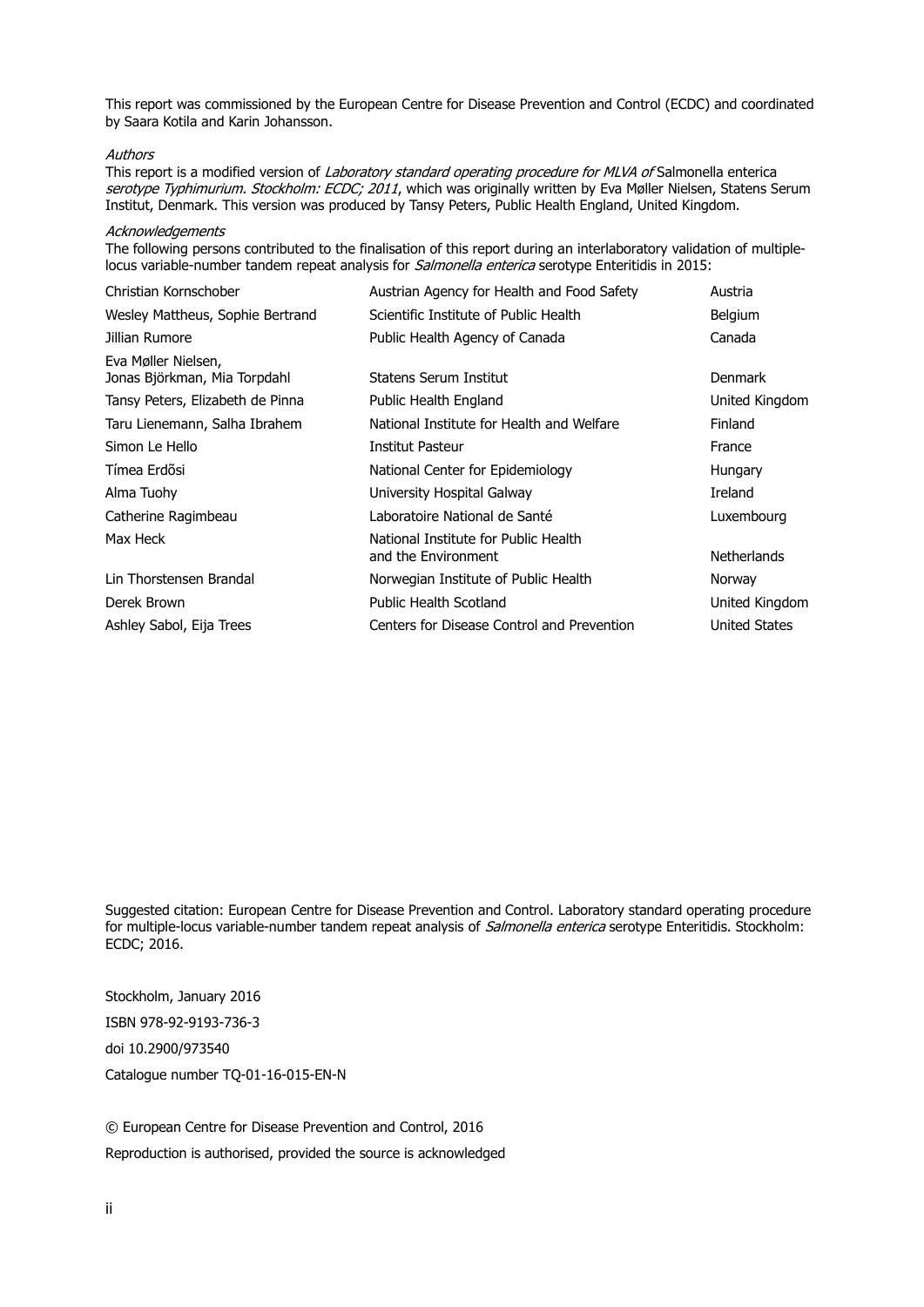This report was commissioned by the European Centre for Disease Prevention and Control (ECDC) and coordinated by Saara Kotila and Karin Johansson.

*Authors*

This report is a modified version of *Laboratory standard operating procedure for MLVA of* Salmonella enterica *serotype Typhimurium. Stockholm: ECDC; 2011*, which was originally written by Eva Møller Nielsen, Statens Serum Institut, Denmark. This version was produced by Tansy Peters, Public Health England, United Kingdom.

*Acknowledgements*

The following persons contributed to the finalisation of this report during an interlaboratory validation of multiple-locus variable-number tandem repeat analysis for *Salmonella enterica* serotype Enteritidis in 2015:

| | | |
|---|---|---|
| Christian Kornschober | Austrian Agency for Health and Food Safety | Austria |
| Wesley Mattheus, Sophie Bertrand | Scientific Institute of Public Health | Belgium |
| Jillian Rumore | Public Health Agency of Canada | Canada |
| Eva Møller Nielsen, Jonas Björkman, Mia Torpdahl | Statens Serum Institut | Denmark |
| Tansy Peters, Elizabeth de Pinna | Public Health England | United Kingdom |
| Taru Lienemann, Salha Ibrahem | National Institute for Health and Welfare | Finland |
| Simon Le Hello | Institut Pasteur | France |
| Tímea Erdősi | National Center for Epidemiology | Hungary |
| Alma Tuohy | University Hospital Galway | Ireland |
| Catherine Ragimbeau | Laboratoire National de Santé | Luxembourg |
| Max Heck | National Institute for Public Health and the Environment | Netherlands |
| Lin Thorstensen Brandal | Norwegian Institute of Public Health | Norway |
| Derek Brown | Public Health Scotland | United Kingdom |
| Ashley Sabol, Eija Trees | Centers for Disease Control and Prevention | United States |

Suggested citation: European Centre for Disease Prevention and Control. Laboratory standard operating procedure for multiple-locus variable-number tandem repeat analysis of *Salmonella enterica* serotype Enteritidis. Stockholm: ECDC; 2016.

Stockholm, January 2016

ISBN 978-92-9193-736-3

doi 10.2900/973540

Catalogue number TQ-01-16-015-EN-N

© European Centre for Disease Prevention and Control, 2016

Reproduction is authorised, provided the source is acknowledged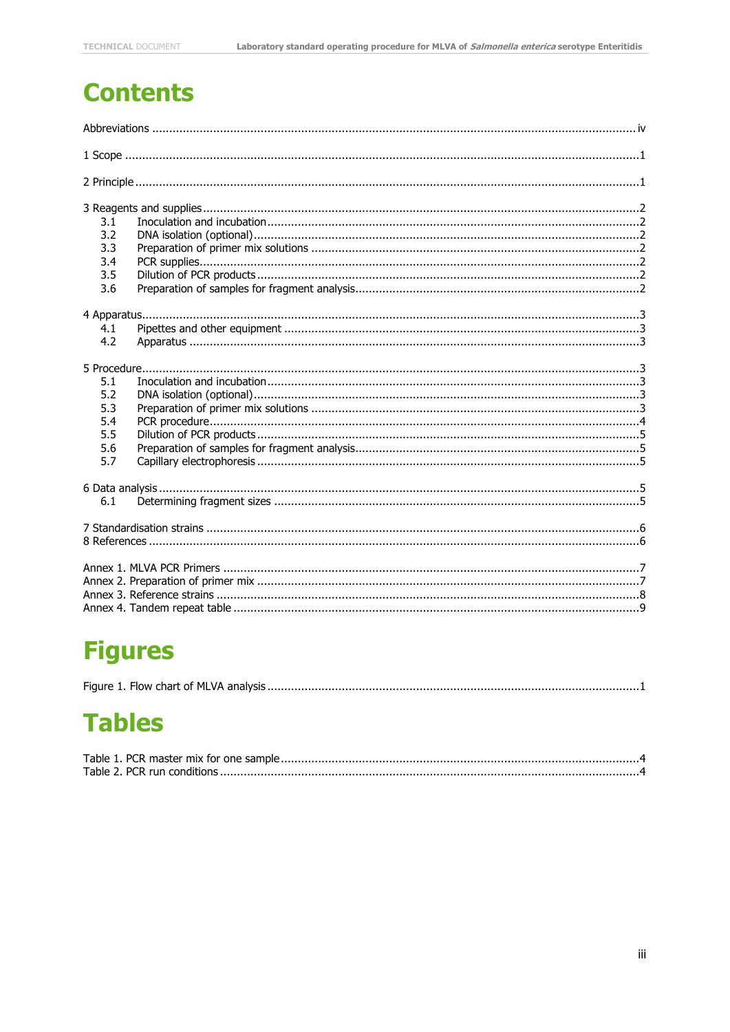# Contents

Abbreviations ............................................................................................................................ iv

1 Scope .......................................................................................................................................1

2 Principle ...................................................................................................................................1

3 Reagents and supplies ................................................................................................................2
- 3.1 Inoculation and incubation ..............................................................................................2
- 3.2 DNA isolation (optional) ..................................................................................................2
- 3.3 Preparation of primer mix solutions .................................................................................2
- 3.4 PCR supplies ...................................................................................................................2
- 3.5 Dilution of PCR products ..................................................................................................2
- 3.6 Preparation of samples for fragment analysis ....................................................................2

4 Apparatus ..................................................................................................................................3
- 4.1 Pipettes and other equipment ..........................................................................................3
- 4.2 Apparatus .......................................................................................................................3

5 Procedure ..................................................................................................................................3
- 5.1 Inoculation and incubation ..............................................................................................3
- 5.2 DNA isolation (optional) ..................................................................................................3
- 5.3 Preparation of primer mix solutions .................................................................................3
- 5.4 PCR procedure ................................................................................................................4
- 5.5 Dilution of PCR products ..................................................................................................5
- 5.6 Preparation of samples for fragment analysis ....................................................................5
- 5.7 Capillary electrophoresis ..................................................................................................5

6 Data analysis .............................................................................................................................5
- 6.1 Determining fragment sizes .............................................................................................5

7 Standardisation strains ...............................................................................................................6

8 References ................................................................................................................................6

Annex 1. MLVA PCR Primers ..........................................................................................................7

Annex 2. Preparation of primer mix .................................................................................................7

Annex 3. Reference strains .............................................................................................................8

Annex 4. Tandem repeat table ........................................................................................................9

# Figures

Figure 1. Flow chart of MLVA analysis .............................................................................................1

# Tables

Table 1. PCR master mix for one sample ..........................................................................................4

Table 2. PCR run conditions ............................................................................................................4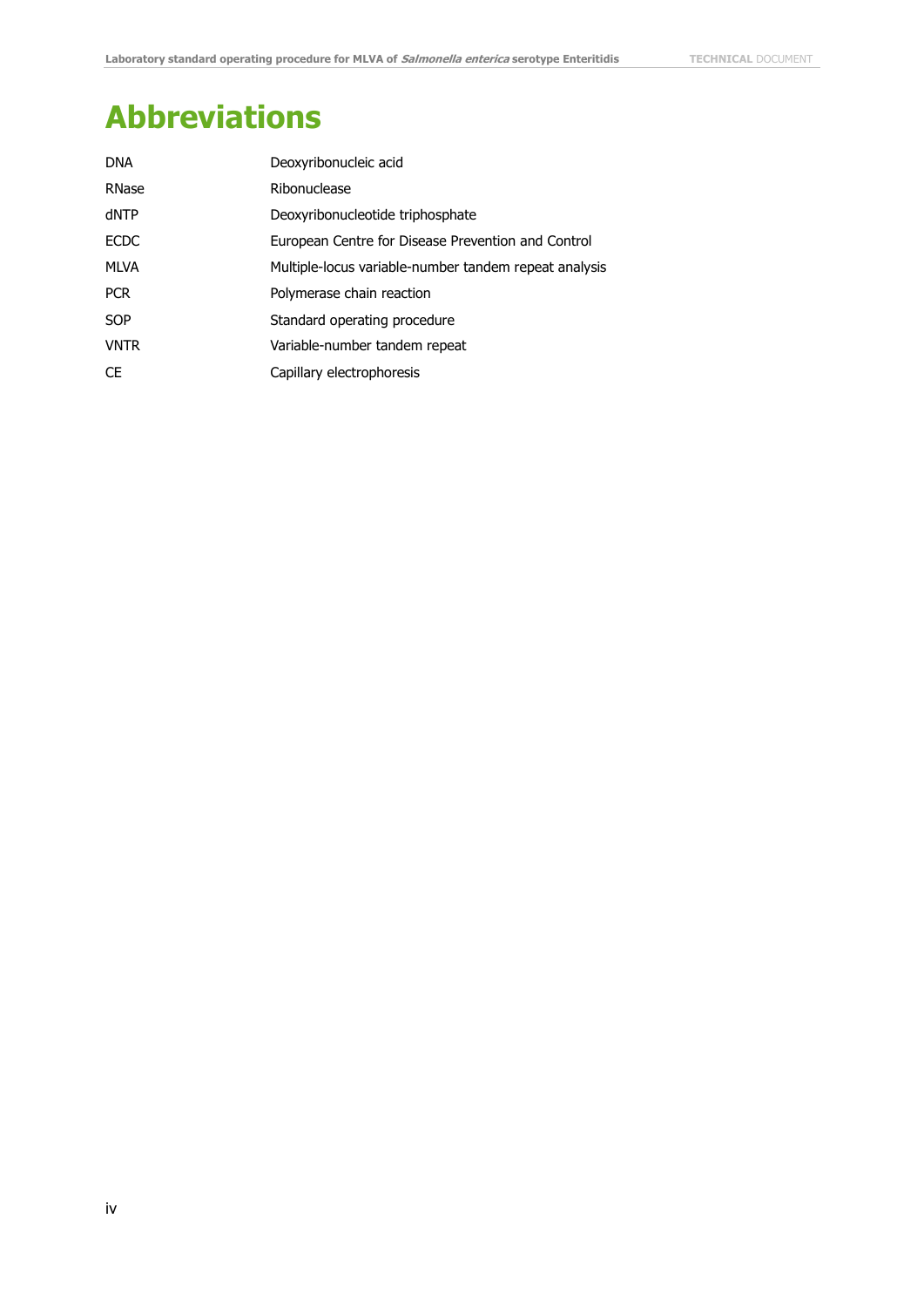# Abbreviations

| | |
|---|---|
| DNA | Deoxyribonucleic acid |
| RNase | Ribonuclease |
| dNTP | Deoxyribonucleotide triphosphate |
| ECDC | European Centre for Disease Prevention and Control |
| MLVA | Multiple-locus variable-number tandem repeat analysis |
| PCR | Polymerase chain reaction |
| SOP | Standard operating procedure |
| VNTR | Variable-number tandem repeat |
| CE | Capillary electrophoresis |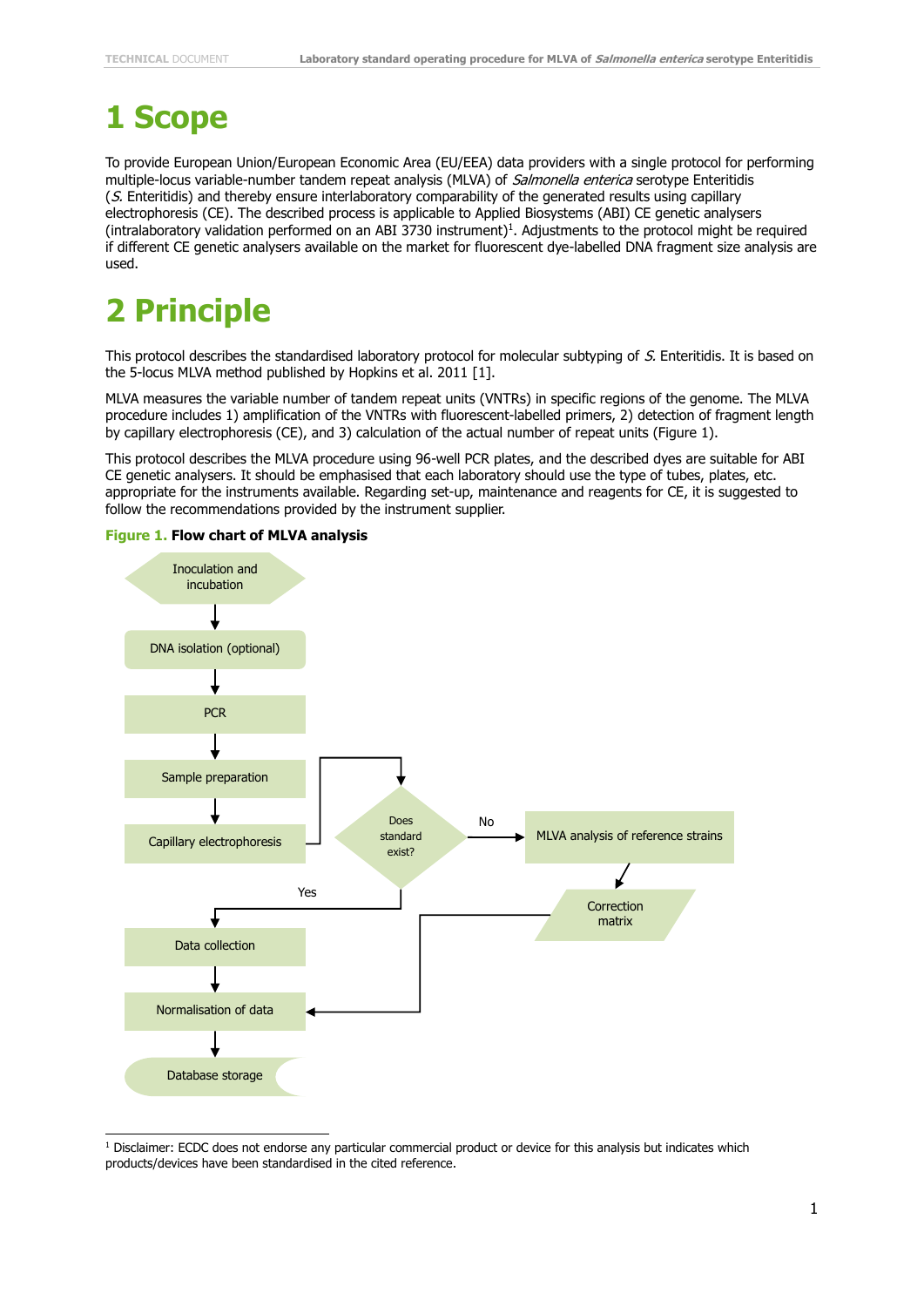# 1 Scope

To provide European Union/European Economic Area (EU/EEA) data providers with a single protocol for performing multiple-locus variable-number tandem repeat analysis (MLVA) of *Salmonella enterica* serotype Enteritidis (*S.* Enteritidis) and thereby ensure interlaboratory comparability of the generated results using capillary electrophoresis (CE). The described process is applicable to Applied Biosystems (ABI) CE genetic analysers (intralaboratory validation performed on an ABI 3730 instrument)[1]. Adjustments to the protocol might be required if different CE genetic analysers available on the market for fluorescent dye-labelled DNA fragment size analysis are used.

# 2 Principle

This protocol describes the standardised laboratory protocol for molecular subtyping of *S.* Enteritidis. It is based on the 5-locus MLVA method published by Hopkins et al. 2011 [1].

MLVA measures the variable number of tandem repeat units (VNTRs) in specific regions of the genome. The MLVA procedure includes 1) amplification of the VNTRs with fluorescent-labelled primers, 2) detection of fragment length by capillary electrophoresis (CE), and 3) calculation of the actual number of repeat units (Figure 1).

This protocol describes the MLVA procedure using 96-well PCR plates, and the described dyes are suitable for ABI CE genetic analysers. It should be emphasised that each laboratory should use the type of tubes, plates, etc. appropriate for the instruments available. Regarding set-up, maintenance and reagents for CE, it is suggested to follow the recommendations provided by the instrument supplier.

**Figure 1. Flow chart of MLVA analysis**

Inoculation and incubation → DNA isolation (optional) → PCR → Sample preparation → Capillary electrophoresis → Does standard exist?

- Yes → Data collection → Normalisation of data → Database storage
- No → MLVA analysis of reference strains → Correction matrix → Normalisation of data

[1] Disclaimer: ECDC does not endorse any particular commercial product or device for this analysis but indicates which products/devices have been standardised in the cited reference.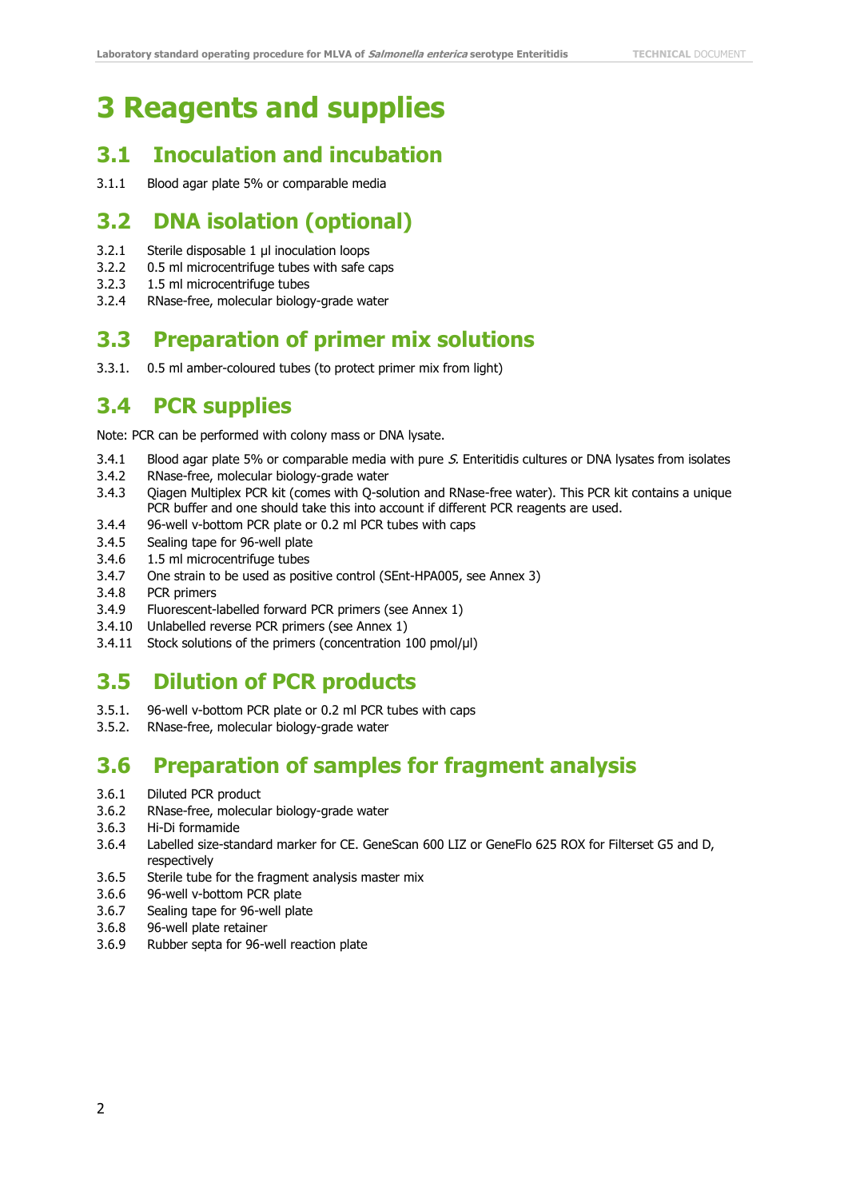# 3 Reagents and supplies

## 3.1 Inoculation and incubation

3.1.1 Blood agar plate 5% or comparable media

## 3.2 DNA isolation (optional)

3.2.1 Sterile disposable 1 µl inoculation loops
3.2.2 0.5 ml microcentrifuge tubes with safe caps
3.2.3 1.5 ml microcentrifuge tubes
3.2.4 RNase-free, molecular biology-grade water

## 3.3 Preparation of primer mix solutions

3.3.1. 0.5 ml amber-coloured tubes (to protect primer mix from light)

## 3.4 PCR supplies

Note: PCR can be performed with colony mass or DNA lysate.

3.4.1 Blood agar plate 5% or comparable media with pure *S.* Enteritidis cultures or DNA lysates from isolates
3.4.2 RNase-free, molecular biology-grade water
3.4.3 Qiagen Multiplex PCR kit (comes with Q-solution and RNase-free water). This PCR kit contains a unique PCR buffer and one should take this into account if different PCR reagents are used.
3.4.4 96-well v-bottom PCR plate or 0.2 ml PCR tubes with caps
3.4.5 Sealing tape for 96-well plate
3.4.6 1.5 ml microcentrifuge tubes
3.4.7 One strain to be used as positive control (SEnt-HPA005, see Annex 3)
3.4.8 PCR primers
3.4.9 Fluorescent-labelled forward PCR primers (see Annex 1)
3.4.10 Unlabelled reverse PCR primers (see Annex 1)
3.4.11 Stock solutions of the primers (concentration 100 pmol/µl)

## 3.5 Dilution of PCR products

3.5.1. 96-well v-bottom PCR plate or 0.2 ml PCR tubes with caps
3.5.2. RNase-free, molecular biology-grade water

## 3.6 Preparation of samples for fragment analysis

3.6.1 Diluted PCR product
3.6.2 RNase-free, molecular biology-grade water
3.6.3 Hi-Di formamide
3.6.4 Labelled size-standard marker for CE. GeneScan 600 LIZ or GeneFlo 625 ROX for Filterset G5 and D, respectively
3.6.5 Sterile tube for the fragment analysis master mix
3.6.6 96-well v-bottom PCR plate
3.6.7 Sealing tape for 96-well plate
3.6.8 96-well plate retainer
3.6.9 Rubber septa for 96-well reaction plate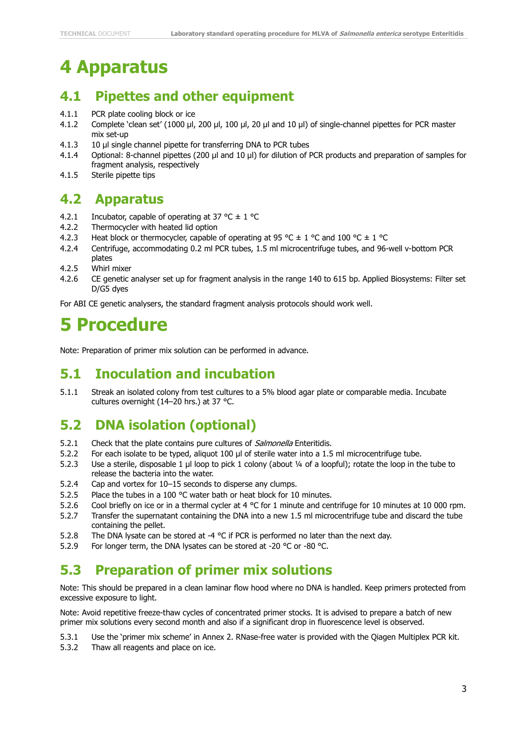# 4 Apparatus

## 4.1 Pipettes and other equipment

4.1.1 PCR plate cooling block or ice

4.1.2 Complete 'clean set' (1000 µl, 200 µl, 100 µl, 20 µl and 10 µl) of single-channel pipettes for PCR master mix set-up

4.1.3 10 µl single channel pipette for transferring DNA to PCR tubes

4.1.4 Optional: 8-channel pipettes (200 µl and 10 µl) for dilution of PCR products and preparation of samples for fragment analysis, respectively

4.1.5 Sterile pipette tips

## 4.2 Apparatus

4.2.1 Incubator, capable of operating at 37 °C ± 1 °C

4.2.2 Thermocycler with heated lid option

4.2.3 Heat block or thermocycler, capable of operating at 95 °C ± 1 °C and 100 °C ± 1 °C

4.2.4 Centrifuge, accommodating 0.2 ml PCR tubes, 1.5 ml microcentrifuge tubes, and 96-well v-bottom PCR plates

4.2.5 Whirl mixer

4.2.6 CE genetic analyser set up for fragment analysis in the range 140 to 615 bp. Applied Biosystems: Filter set D/G5 dyes

For ABI CE genetic analysers, the standard fragment analysis protocols should work well.

# 5 Procedure

Note: Preparation of primer mix solution can be performed in advance.

## 5.1 Inoculation and incubation

5.1.1 Streak an isolated colony from test cultures to a 5% blood agar plate or comparable media. Incubate cultures overnight (14–20 hrs.) at 37 °C.

## 5.2 DNA isolation (optional)

5.2.1 Check that the plate contains pure cultures of *Salmonella* Enteritidis.

5.2.2 For each isolate to be typed, aliquot 100 µl of sterile water into a 1.5 ml microcentrifuge tube.

5.2.3 Use a sterile, disposable 1 µl loop to pick 1 colony (about ¼ of a loopful); rotate the loop in the tube to release the bacteria into the water.

5.2.4 Cap and vortex for 10–15 seconds to disperse any clumps.

5.2.5 Place the tubes in a 100 °C water bath or heat block for 10 minutes.

5.2.6 Cool briefly on ice or in a thermal cycler at 4 °C for 1 minute and centrifuge for 10 minutes at 10 000 rpm.

5.2.7 Transfer the supernatant containing the DNA into a new 1.5 ml microcentrifuge tube and discard the tube containing the pellet.

5.2.8 The DNA lysate can be stored at -4 °C if PCR is performed no later than the next day.

5.2.9 For longer term, the DNA lysates can be stored at -20 °C or -80 °C.

## 5.3 Preparation of primer mix solutions

Note: This should be prepared in a clean laminar flow hood where no DNA is handled. Keep primers protected from excessive exposure to light.

Note: Avoid repetitive freeze-thaw cycles of concentrated primer stocks. It is advised to prepare a batch of new primer mix solutions every second month and also if a significant drop in fluorescence level is observed.

5.3.1 Use the 'primer mix scheme' in Annex 2. RNase-free water is provided with the Qiagen Multiplex PCR kit.

5.3.2 Thaw all reagents and place on ice.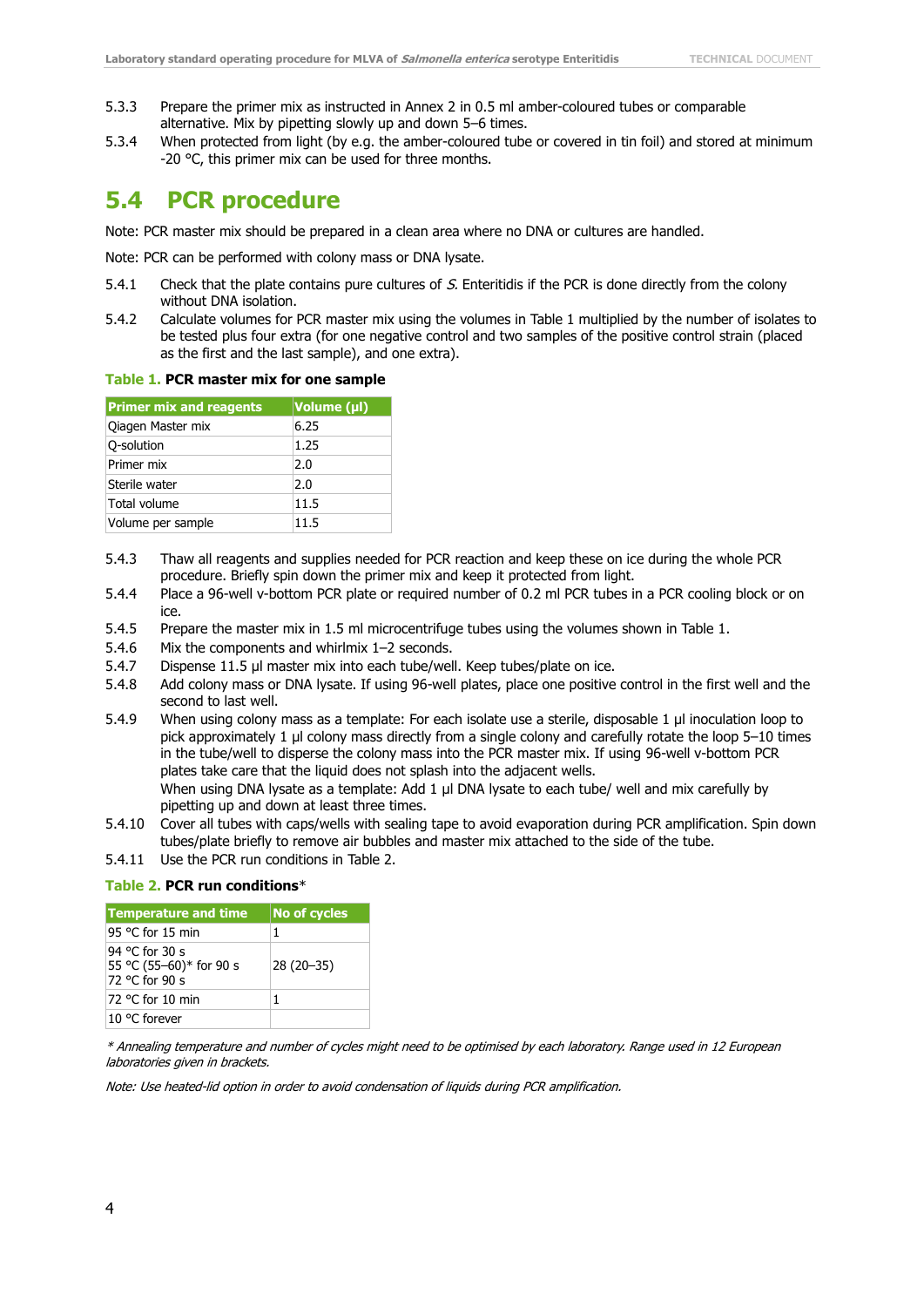5.3.3 Prepare the primer mix as instructed in Annex 2 in 0.5 ml amber-coloured tubes or comparable alternative. Mix by pipetting slowly up and down 5–6 times.

5.3.4 When protected from light (by e.g. the amber-coloured tube or covered in tin foil) and stored at minimum -20 °C, this primer mix can be used for three months.

## 5.4 PCR procedure

Note: PCR master mix should be prepared in a clean area where no DNA or cultures are handled.

Note: PCR can be performed with colony mass or DNA lysate.

5.4.1 Check that the plate contains pure cultures of *S.* Enteritidis if the PCR is done directly from the colony without DNA isolation.

5.4.2 Calculate volumes for PCR master mix using the volumes in Table 1 multiplied by the number of isolates to be tested plus four extra (for one negative control and two samples of the positive control strain (placed as the first and the last sample), and one extra).

**Table 1. PCR master mix for one sample**

| Primer mix and reagents | Volume (µl) |
|---|---|
| Qiagen Master mix | 6.25 |
| Q-solution | 1.25 |
| Primer mix | 2.0 |
| Sterile water | 2.0 |
| Total volume | 11.5 |
| Volume per sample | 11.5 |

5.4.3 Thaw all reagents and supplies needed for PCR reaction and keep these on ice during the whole PCR procedure. Briefly spin down the primer mix and keep it protected from light.

5.4.4 Place a 96-well v-bottom PCR plate or required number of 0.2 ml PCR tubes in a PCR cooling block or on ice.

5.4.5 Prepare the master mix in 1.5 ml microcentrifuge tubes using the volumes shown in Table 1.

5.4.6 Mix the components and whirlmix 1–2 seconds.

5.4.7 Dispense 11.5 µl master mix into each tube/well. Keep tubes/plate on ice.

5.4.8 Add colony mass or DNA lysate. If using 96-well plates, place one positive control in the first well and the second to last well.

5.4.9 When using colony mass as a template: For each isolate use a sterile, disposable 1 µl inoculation loop to pick approximately 1 µl colony mass directly from a single colony and carefully rotate the loop 5–10 times in the tube/well to disperse the colony mass into the PCR master mix. If using 96-well v-bottom PCR plates take care that the liquid does not splash into the adjacent wells.
When using DNA lysate as a template: Add 1 µl DNA lysate to each tube/ well and mix carefully by pipetting up and down at least three times.

5.4.10 Cover all tubes with caps/wells with sealing tape to avoid evaporation during PCR amplification. Spin down tubes/plate briefly to remove air bubbles and master mix attached to the side of the tube.

5.4.11 Use the PCR run conditions in Table 2.

**Table 2. PCR run conditions***

| Temperature and time | No of cycles |
|---|---|
| 95 °C for 15 min | 1 |
| 94 °C for 30 s<br>55 °C (55–60)* for 90 s<br>72 °C for 90 s | 28 (20–35) |
| 72 °C for 10 min | 1 |
| 10 °C forever | |

*\* Annealing temperature and number of cycles might need to be optimised by each laboratory. Range used in 12 European laboratories given in brackets.*

*Note: Use heated-lid option in order to avoid condensation of liquids during PCR amplification.*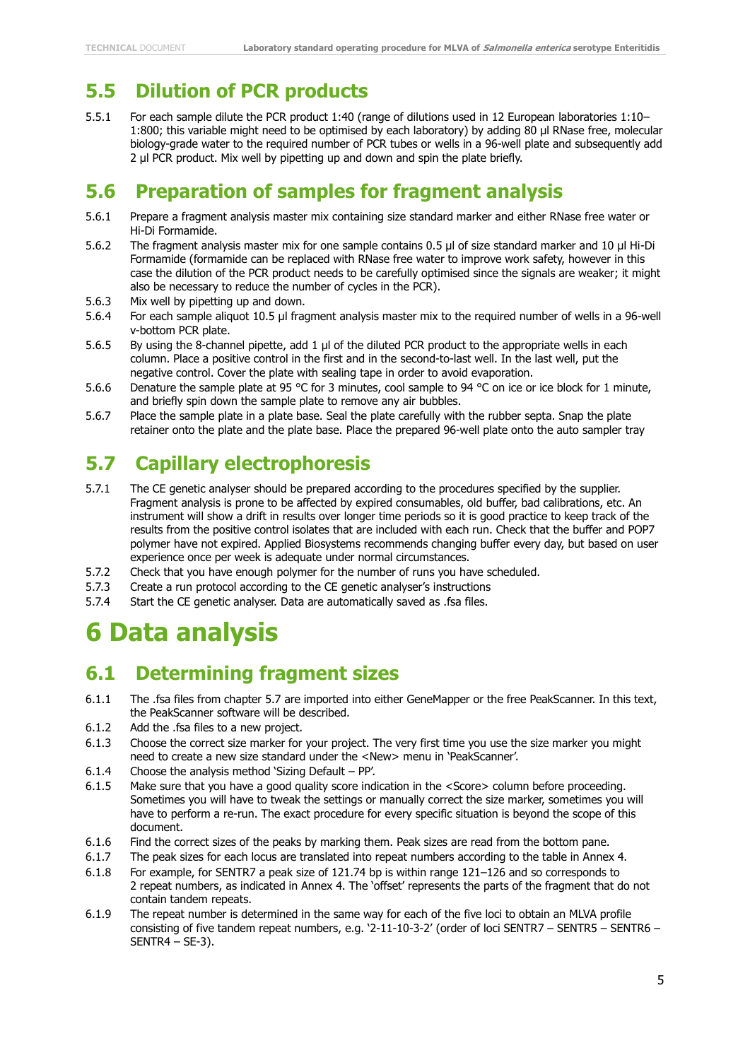## 5.5 Dilution of PCR products

5.5.1 For each sample dilute the PCR product 1:40 (range of dilutions used in 12 European laboratories 1:10–1:800; this variable might need to be optimised by each laboratory) by adding 80 µl RNase free, molecular biology-grade water to the required number of PCR tubes or wells in a 96-well plate and subsequently add 2 µl PCR product. Mix well by pipetting up and down and spin the plate briefly.

## 5.6 Preparation of samples for fragment analysis

5.6.1 Prepare a fragment analysis master mix containing size standard marker and either RNase free water or Hi-Di Formamide.

5.6.2 The fragment analysis master mix for one sample contains 0.5 µl of size standard marker and 10 µl Hi-Di Formamide (formamide can be replaced with RNase free water to improve work safety, however in this case the dilution of the PCR product needs to be carefully optimised since the signals are weaker; it might also be necessary to reduce the number of cycles in the PCR).

5.6.3 Mix well by pipetting up and down.

5.6.4 For each sample aliquot 10.5 µl fragment analysis master mix to the required number of wells in a 96-well v-bottom PCR plate.

5.6.5 By using the 8-channel pipette, add 1 µl of the diluted PCR product to the appropriate wells in each column. Place a positive control in the first and in the second-to-last well. In the last well, put the negative control. Cover the plate with sealing tape in order to avoid evaporation.

5.6.6 Denature the sample plate at 95 °C for 3 minutes, cool sample to 94 °C on ice or ice block for 1 minute, and briefly spin down the sample plate to remove any air bubbles.

5.6.7 Place the sample plate in a plate base. Seal the plate carefully with the rubber septa. Snap the plate retainer onto the plate and the plate base. Place the prepared 96-well plate onto the auto sampler tray

## 5.7 Capillary electrophoresis

5.7.1 The CE genetic analyser should be prepared according to the procedures specified by the supplier. Fragment analysis is prone to be affected by expired consumables, old buffer, bad calibrations, etc. An instrument will show a drift in results over longer time periods so it is good practice to keep track of the results from the positive control isolates that are included with each run. Check that the buffer and POP7 polymer have not expired. Applied Biosystems recommends changing buffer every day, but based on user experience once per week is adequate under normal circumstances.

5.7.2 Check that you have enough polymer for the number of runs you have scheduled.

5.7.3 Create a run protocol according to the CE genetic analyser's instructions

5.7.4 Start the CE genetic analyser. Data are automatically saved as .fsa files.

# 6 Data analysis

## 6.1 Determining fragment sizes

6.1.1 The .fsa files from chapter 5.7 are imported into either GeneMapper or the free PeakScanner. In this text, the PeakScanner software will be described.

6.1.2 Add the .fsa files to a new project.

6.1.3 Choose the correct size marker for your project. The very first time you use the size marker you might need to create a new size standard under the <New> menu in 'PeakScanner'.

6.1.4 Choose the analysis method 'Sizing Default – PP'.

6.1.5 Make sure that you have a good quality score indication in the <Score> column before proceeding. Sometimes you will have to tweak the settings or manually correct the size marker, sometimes you will have to perform a re-run. The exact procedure for every specific situation is beyond the scope of this document.

6.1.6 Find the correct sizes of the peaks by marking them. Peak sizes are read from the bottom pane.

6.1.7 The peak sizes for each locus are translated into repeat numbers according to the table in Annex 4.

6.1.8 For example, for SENTR7 a peak size of 121.74 bp is within range 121–126 and so corresponds to 2 repeat numbers, as indicated in Annex 4. The 'offset' represents the parts of the fragment that do not contain tandem repeats.

6.1.9 The repeat number is determined in the same way for each of the five loci to obtain an MLVA profile consisting of five tandem repeat numbers, e.g. '2-11-10-3-2' (order of loci SENTR7 – SENTR5 – SENTR6 – SENTR4 – SE-3).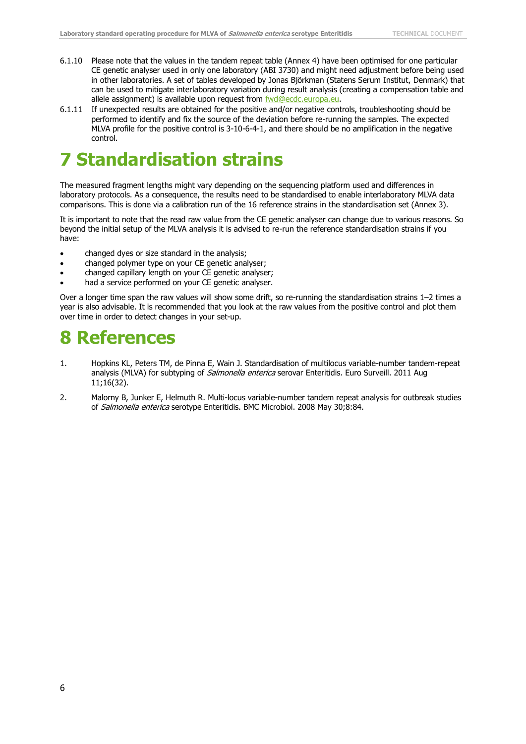6.1.10 Please note that the values in the tandem repeat table (Annex 4) have been optimised for one particular CE genetic analyser used in only one laboratory (ABI 3730) and might need adjustment before being used in other laboratories. A set of tables developed by Jonas Björkman (Statens Serum Institut, Denmark) that can be used to mitigate interlaboratory variation during result analysis (creating a compensation table and allele assignment) is available upon request from [fwd@ecdc.europa.eu](mailto:fwd@ecdc.europa.eu).

6.1.11 If unexpected results are obtained for the positive and/or negative controls, troubleshooting should be performed to identify and fix the source of the deviation before re-running the samples. The expected MLVA profile for the positive control is 3-10-6-4-1, and there should be no amplification in the negative control.

# 7 Standardisation strains

The measured fragment lengths might vary depending on the sequencing platform used and differences in laboratory protocols. As a consequence, the results need to be standardised to enable interlaboratory MLVA data comparisons. This is done via a calibration run of the 16 reference strains in the standardisation set (Annex 3).

It is important to note that the read raw value from the CE genetic analyser can change due to various reasons. So beyond the initial setup of the MLVA analysis it is advised to re-run the reference standardisation strains if you have:

- changed dyes or size standard in the analysis;
- changed polymer type on your CE genetic analyser;
- changed capillary length on your CE genetic analyser;
- had a service performed on your CE genetic analyser.

Over a longer time span the raw values will show some drift, so re-running the standardisation strains 1–2 times a year is also advisable. It is recommended that you look at the raw values from the positive control and plot them over time in order to detect changes in your set-up.

# 8 References

1. Hopkins KL, Peters TM, de Pinna E, Wain J. Standardisation of multilocus variable-number tandem-repeat analysis (MLVA) for subtyping of *Salmonella enterica* serovar Enteritidis. Euro Surveill. 2011 Aug 11;16(32).

2. Malorny B, Junker E, Helmuth R. Multi-locus variable-number tandem repeat analysis for outbreak studies of *Salmonella enterica* serotype Enteritidis. BMC Microbiol. 2008 May 30;8:84.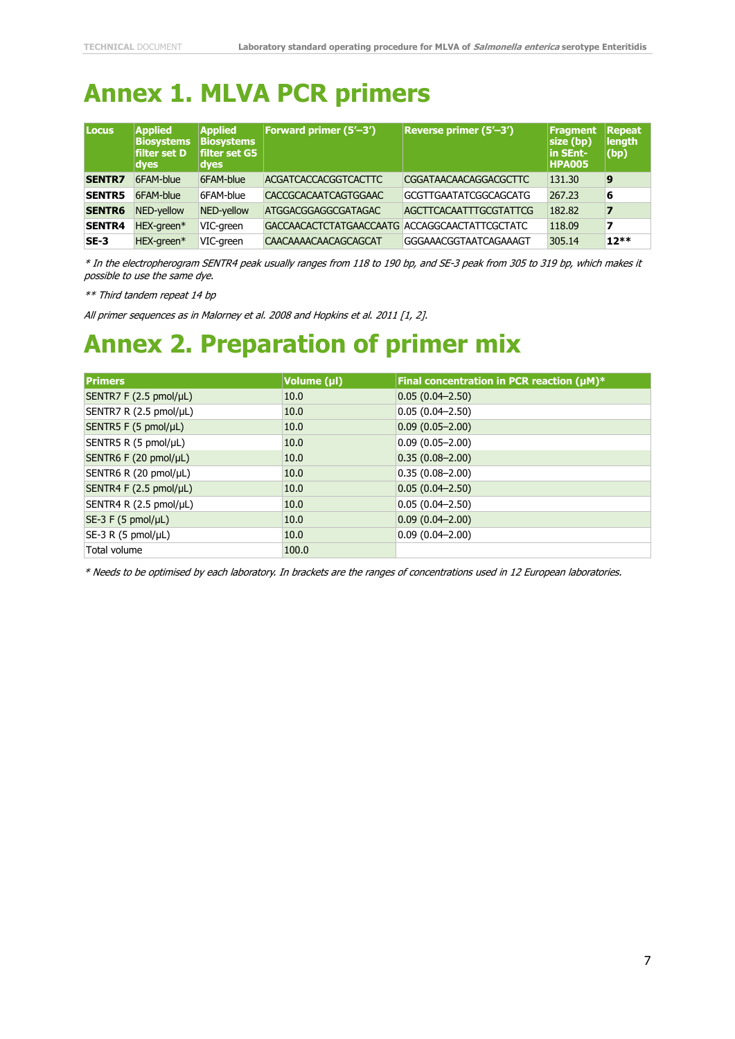# Annex 1. MLVA PCR primers

| Locus | Applied Biosystems filter set D dyes | Applied Biosystems filter set G5 dyes | Forward primer (5'–3') | Reverse primer (5'–3') | Fragment size (bp) in SEnt-HPA005 | Repeat length (bp) |
|---|---|---|---|---|---|---|
| **SENTR7** | 6FAM-blue | 6FAM-blue | ACGATCACCACGGTCACTTC | CGGATAACAACAGGACGCTTC | 131.30 | **9** |
| **SENTR5** | 6FAM-blue | 6FAM-blue | CACCGCACAATCAGTGGAAC | GCGTTGAATATCGGCAGCATG | 267.23 | **6** |
| **SENTR6** | NED-yellow | NED-yellow | ATGGACGGAGGCGATAGAC | AGCTTCACAATTTGCGTATTCG | 182.82 | **7** |
| **SENTR4** | HEX-green* | VIC-green | GACCAACACTCTATGAACCAATG | ACCAGGCAACTATTCGCTATC | 118.09 | **7** |
| **SE-3** | HEX-green* | VIC-green | CAACAAAACAACAGCAGCAT | GGGAAACGGTAATCAGAAAGT | 305.14 | **12**** |

*\* In the electropherogram SENTR4 peak usually ranges from 118 to 190 bp, and SE-3 peak from 305 to 319 bp, which makes it possible to use the same dye.*

*\*\* Third tandem repeat 14 bp*

*All primer sequences as in Malorney et al. 2008 and Hopkins et al. 2011 [1, 2].*

# Annex 2. Preparation of primer mix

| Primers | Volume (µl) | Final concentration in PCR reaction (µM)* |
|---|---|---|
| SENTR7 F (2.5 pmol/µL) | 10.0 | 0.05 (0.04–2.50) |
| SENTR7 R (2.5 pmol/µL) | 10.0 | 0.05 (0.04–2.50) |
| SENTR5 F (5 pmol/µL) | 10.0 | 0.09 (0.05–2.00) |
| SENTR5 R (5 pmol/µL) | 10.0 | 0.09 (0.05–2.00) |
| SENTR6 F (20 pmol/µL) | 10.0 | 0.35 (0.08–2.00) |
| SENTR6 R (20 pmol/µL) | 10.0 | 0.35 (0.08–2.00) |
| SENTR4 F (2.5 pmol/µL) | 10.0 | 0.05 (0.04–2.50) |
| SENTR4 R (2.5 pmol/µL) | 10.0 | 0.05 (0.04–2.50) |
| SE-3 F (5 pmol/µL) | 10.0 | 0.09 (0.04–2.00) |
| SE-3 R (5 pmol/µL) | 10.0 | 0.09 (0.04–2.00) |
| Total volume | 100.0 | |

*\* Needs to be optimised by each laboratory. In brackets are the ranges of concentrations used in 12 European laboratories.*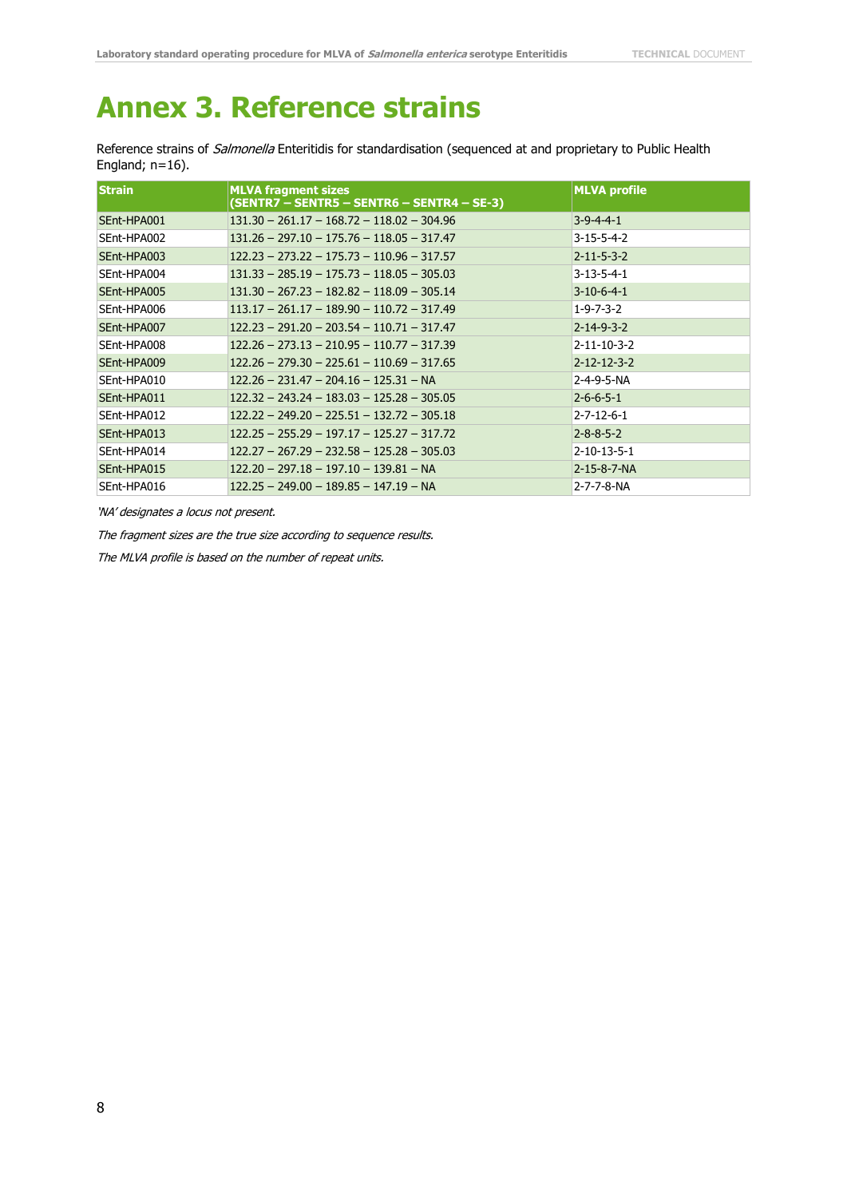# Annex 3. Reference strains

Reference strains of *Salmonella* Enteritidis for standardisation (sequenced at and proprietary to Public Health England; n=16).

| Strain | MLVA fragment sizes (SENTR7 – SENTR5 – SENTR6 – SENTR4 – SE-3) | MLVA profile |
|---|---|---|
| SEnt-HPA001 | 131.30 – 261.17 – 168.72 – 118.02 – 304.96 | 3-9-4-4-1 |
| SEnt-HPA002 | 131.26 – 297.10 – 175.76 – 118.05 – 317.47 | 3-15-5-4-2 |
| SEnt-HPA003 | 122.23 – 273.22 – 175.73 – 110.96 – 317.57 | 2-11-5-3-2 |
| SEnt-HPA004 | 131.33 – 285.19 – 175.73 – 118.05 – 305.03 | 3-13-5-4-1 |
| SEnt-HPA005 | 131.30 – 267.23 – 182.82 – 118.09 – 305.14 | 3-10-6-4-1 |
| SEnt-HPA006 | 113.17 – 261.17 – 189.90 – 110.72 – 317.49 | 1-9-7-3-2 |
| SEnt-HPA007 | 122.23 – 291.20 – 203.54 – 110.71 – 317.47 | 2-14-9-3-2 |
| SEnt-HPA008 | 122.26 – 273.13 – 210.95 – 110.77 – 317.39 | 2-11-10-3-2 |
| SEnt-HPA009 | 122.26 – 279.30 – 225.61 – 110.69 – 317.65 | 2-12-12-3-2 |
| SEnt-HPA010 | 122.26 – 231.47 – 204.16 – 125.31 – NA | 2-4-9-5-NA |
| SEnt-HPA011 | 122.32 – 243.24 – 183.03 – 125.28 – 305.05 | 2-6-6-5-1 |
| SEnt-HPA012 | 122.22 – 249.20 – 225.51 – 132.72 – 305.18 | 2-7-12-6-1 |
| SEnt-HPA013 | 122.25 – 255.29 – 197.17 – 125.27 – 317.72 | 2-8-8-5-2 |
| SEnt-HPA014 | 122.27 – 267.29 – 232.58 – 125.28 – 305.03 | 2-10-13-5-1 |
| SEnt-HPA015 | 122.20 – 297.18 – 197.10 – 139.81 – NA | 2-15-8-7-NA |
| SEnt-HPA016 | 122.25 – 249.00 – 189.85 – 147.19 – NA | 2-7-7-8-NA |

*'NA' designates a locus not present.*

*The fragment sizes are the true size according to sequence results.*

*The MLVA profile is based on the number of repeat units.*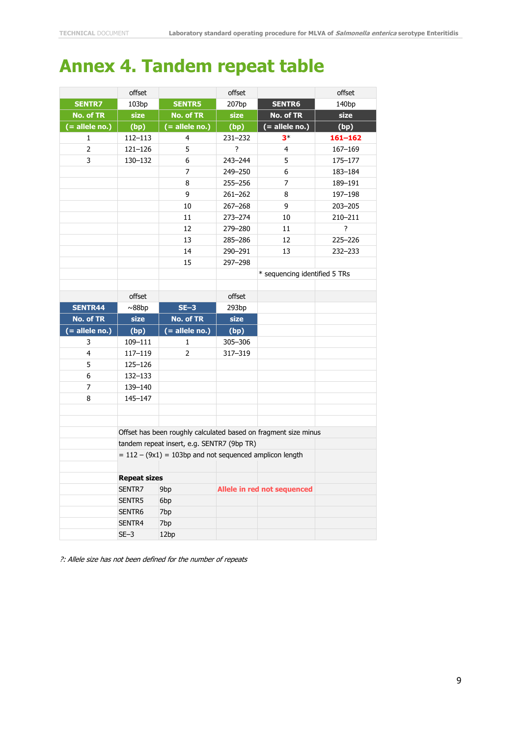# Annex 4. Tandem repeat table

| SENTR7 No. of TR (= allele no.) | SENTR7 size (bp) offset 103bp | SENTR5 No. of TR (= allele no.) | SENTR5 size (bp) offset 207bp | SENTR6 No. of TR (= allele no.) | SENTR6 size (bp) offset 140bp |
|---|---|---|---|---|---|
| 1 | 112–113 | 4 | 231–232 | **3*** | **161–162** |
| 2 | 121–126 | 5 | ? | 4 | 167–169 |
| 3 | 130–132 | 6 | 243–244 | 5 | 175–177 |
| | | 7 | 249–250 | 6 | 183–184 |
| | | 8 | 255–256 | 7 | 189–191 |
| | | 9 | 261–262 | 8 | 197–198 |
| | | 10 | 267–268 | 9 | 203–205 |
| | | 11 | 273–274 | 10 | 210–211 |
| | | 12 | 279–280 | 11 | ? |
| | | 13 | 285–286 | 12 | 225–226 |
| | | 14 | 290–291 | 13 | 232–233 |
| | | 15 | 297–298 | | |

\* sequencing identified 5 TRs

| SENTR44 No. of TR (= allele no.) | SENTR44 size (bp) offset ~88bp | SE–3 No. of TR (= allele no.) | SE–3 size (bp) offset 293bp |
|---|---|---|---|
| 3 | 109–111 | 1 | 305–306 |
| 4 | 117–119 | 2 | 317–319 |
| 5 | 125–126 | | |
| 6 | 132–133 | | |
| 7 | 139–140 | | |
| 8 | 145–147 | | |

Offset has been roughly calculated based on fragment size minus tandem repeat insert, e.g. SENTR7 (9bp TR) = 112 – (9x1) = 103bp and not sequenced amplicon length

**Repeat sizes**

| Locus | Repeat size |
|---|---|
| SENTR7 | 9bp |
| SENTR5 | 6bp |
| SENTR6 | 7bp |
| SENTR4 | 7bp |
| SE–3 | 12bp |

**Allele in red not sequenced**

*?: Allele size has not been defined for the number of repeats*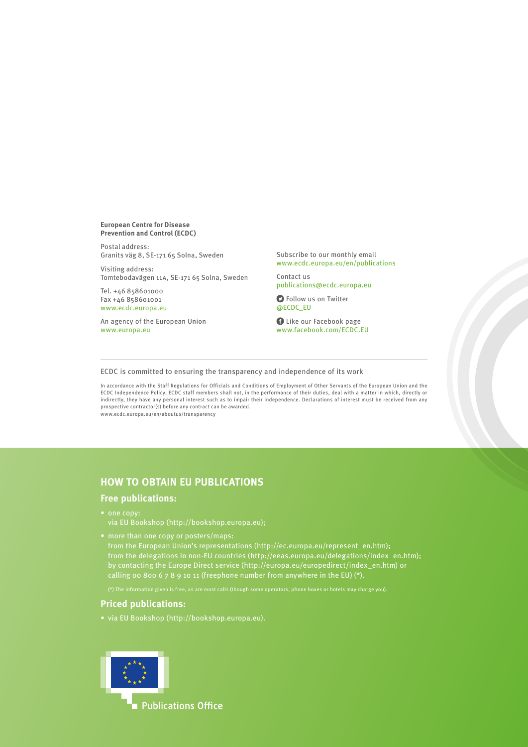**European Centre for Disease Prevention and Control (ECDC)**

Postal address:
Granits väg 8, SE-171 65 Solna, Sweden

Visiting address:
Tomtebodavägen 11A, SE-171 65 Solna, Sweden

Tel. +46 858601000
Fax +46 858601001
www.ecdc.europa.eu

An agency of the European Union
www.europa.eu

Subscribe to our monthly email
www.ecdc.europa.eu/en/publications

Contact us
publications@ecdc.europa.eu

Follow us on Twitter
@ECDC_EU

Like our Facebook page
www.facebook.com/ECDC.EU

ECDC is committed to ensuring the transparency and independence of its work

In accordance with the Staff Regulations for Officials and Conditions of Employment of Other Servants of the European Union and the ECDC Independence Policy, ECDC staff members shall not, in the performance of their duties, deal with a matter in which, directly or indirectly, they have any personal interest such as to impair their independence. Declarations of interest must be received from any prospective contractor(s) before any contract can be awarded.
www.ecdc.europa.eu/en/aboutus/transparency

## HOW TO OBTAIN EU PUBLICATIONS

### Free publications:

- one copy:
  via EU Bookshop (http://bookshop.europa.eu);
- more than one copy or posters/maps:
  from the European Union's representations (http://ec.europa.eu/represent_en.htm);
  from the delegations in non-EU countries (http://eeas.europa.eu/delegations/index_en.htm);
  by contacting the Europe Direct service (http://europa.eu/europedirect/index_en.htm) or calling 00 800 6 7 8 9 10 11 (freephone number from anywhere in the EU) (*).

(*) The information given is free, as are most calls (though some operators, phone boxes or hotels may charge you).

### Priced publications:

- via EU Bookshop (http://bookshop.europa.eu).

Publications Office